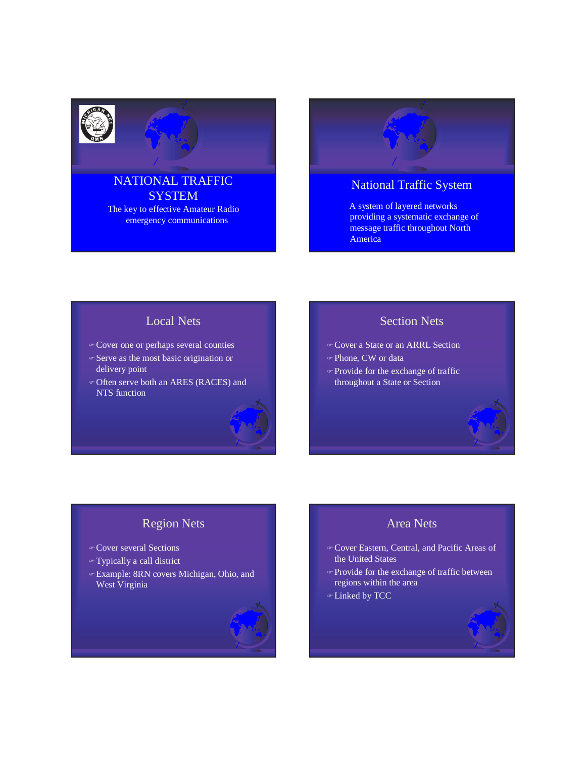# NATIONAL TRAFFIC SYSTEM

The key to effective Amateur Radio emergency communications

## National Traffic System

A system of layered networks providing a systematic exchange of message traffic throughout North America

## Local Nets

- Cover one or perhaps several counties
- Serve as the most basic origination or delivery point
- Often serve both an ARES (RACES) and NTS function

## Section Nets

- Cover a State or an ARRL Section
- Phone, CW or data
- Provide for the exchange of traffic throughout a State or Section

## Region Nets

- Cover several Sections
- Typically a call district
- Example: 8RN covers Michigan, Ohio, and West Virginia

## Area Nets

- Cover Eastern, Central, and Pacific Areas of the United States
- Provide for the exchange of traffic between regions within the area
- Linked by TCC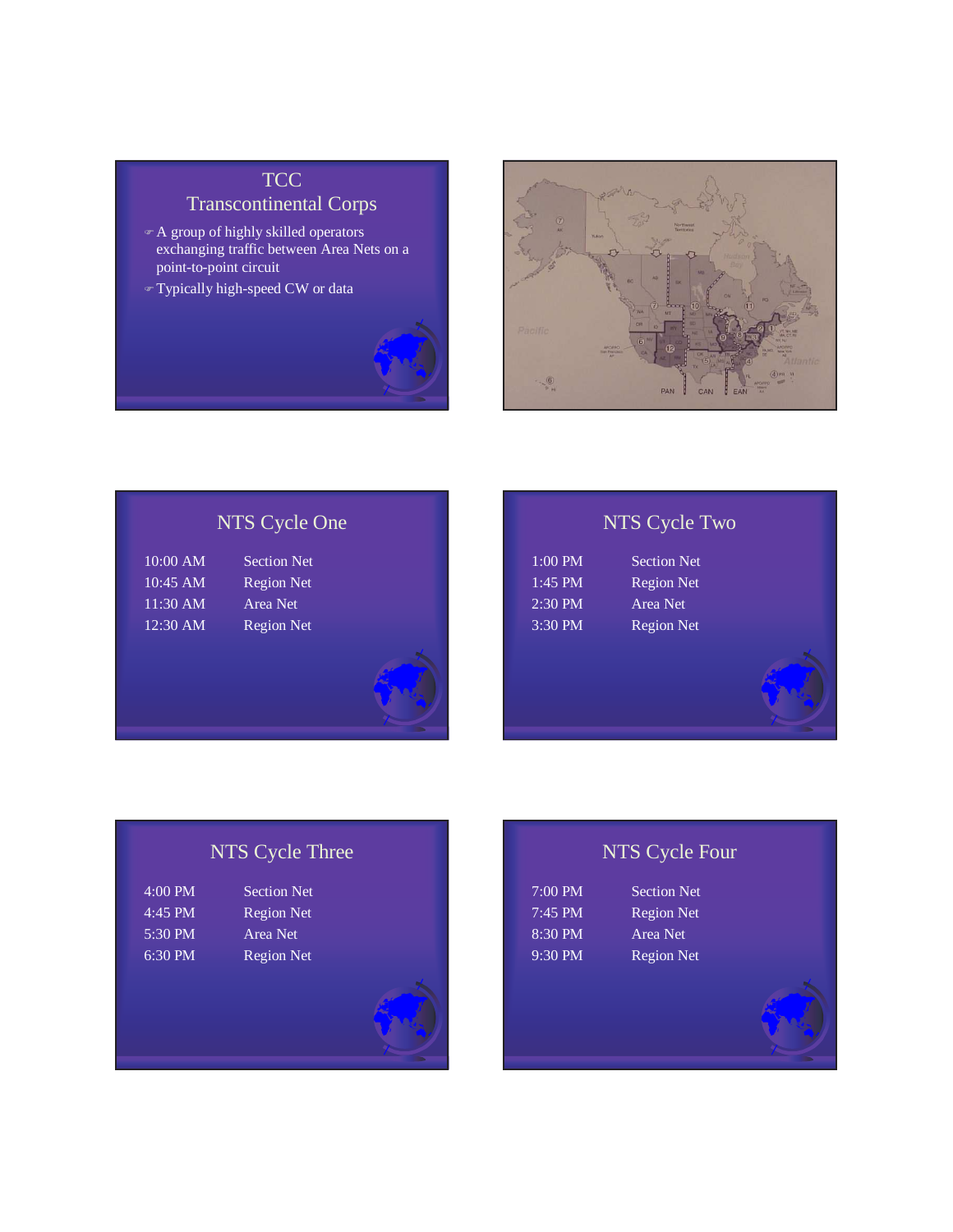## TCC
## Transcontinental Corps

- A group of highly skilled operators exchanging traffic between Area Nets on a point-to-point circuit
- Typically high-speed CW or data

## NTS Cycle One

| | |
|---|---|
| 10:00 AM | Section Net |
| 10:45 AM | Region Net |
| 11:30 AM | Area Net |
| 12:30 AM | Region Net |

## NTS Cycle Two

| | |
|---|---|
| 1:00 PM | Section Net |
| 1:45 PM | Region Net |
| 2:30 PM | Area Net |
| 3:30 PM | Region Net |

## NTS Cycle Three

| | |
|---|---|
| 4:00 PM | Section Net |
| 4:45 PM | Region Net |
| 5:30 PM | Area Net |
| 6:30 PM | Region Net |

## NTS Cycle Four

| | |
|---|---|
| 7:00 PM | Section Net |
| 7:45 PM | Region Net |
| 8:30 PM | Area Net |
| 9:30 PM | Region Net |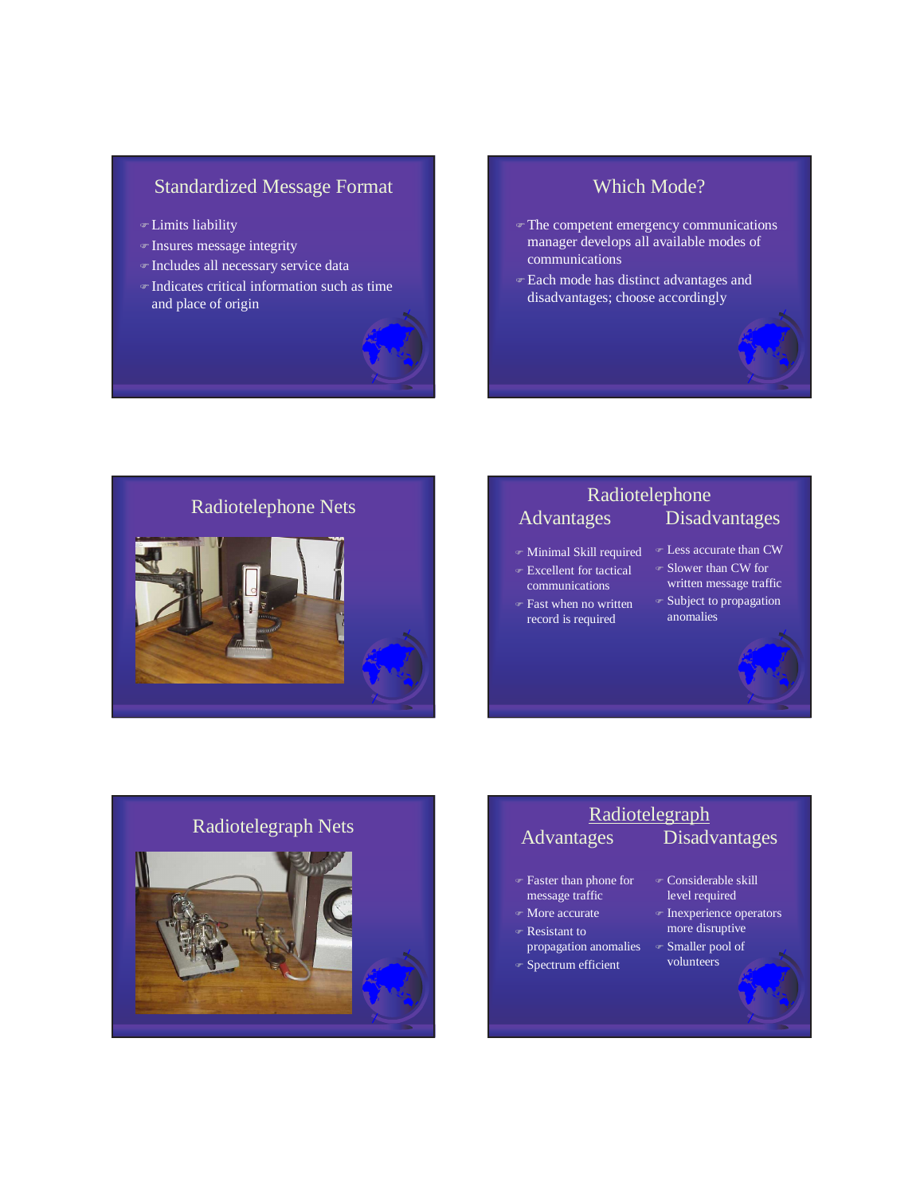## Standardized Message Format

- Limits liability
- Insures message integrity
- Includes all necessary service data
- Indicates critical information such as time and place of origin

## Which Mode?

- The competent emergency communications manager develops all available modes of communications
- Each mode has distinct advantages and disadvantages; choose accordingly

## Radiotelephone Nets

## Radiotelephone

| Advantages | Disadvantages |
| --- | --- |
| Minimal Skill required | Less accurate than CW |
| Excellent for tactical communications | Slower than CW for written message traffic |
| Fast when no written record is required | Subject to propagation anomalies |

## Radiotelegraph Nets

## Radiotelegraph

| Advantages | Disadvantages |
| --- | --- |
| Faster than phone for message traffic | Considerable skill level required |
| More accurate | Inexperience operators more disruptive |
| Resistant to propagation anomalies | Smaller pool of volunteers |
| Spectrum efficient | |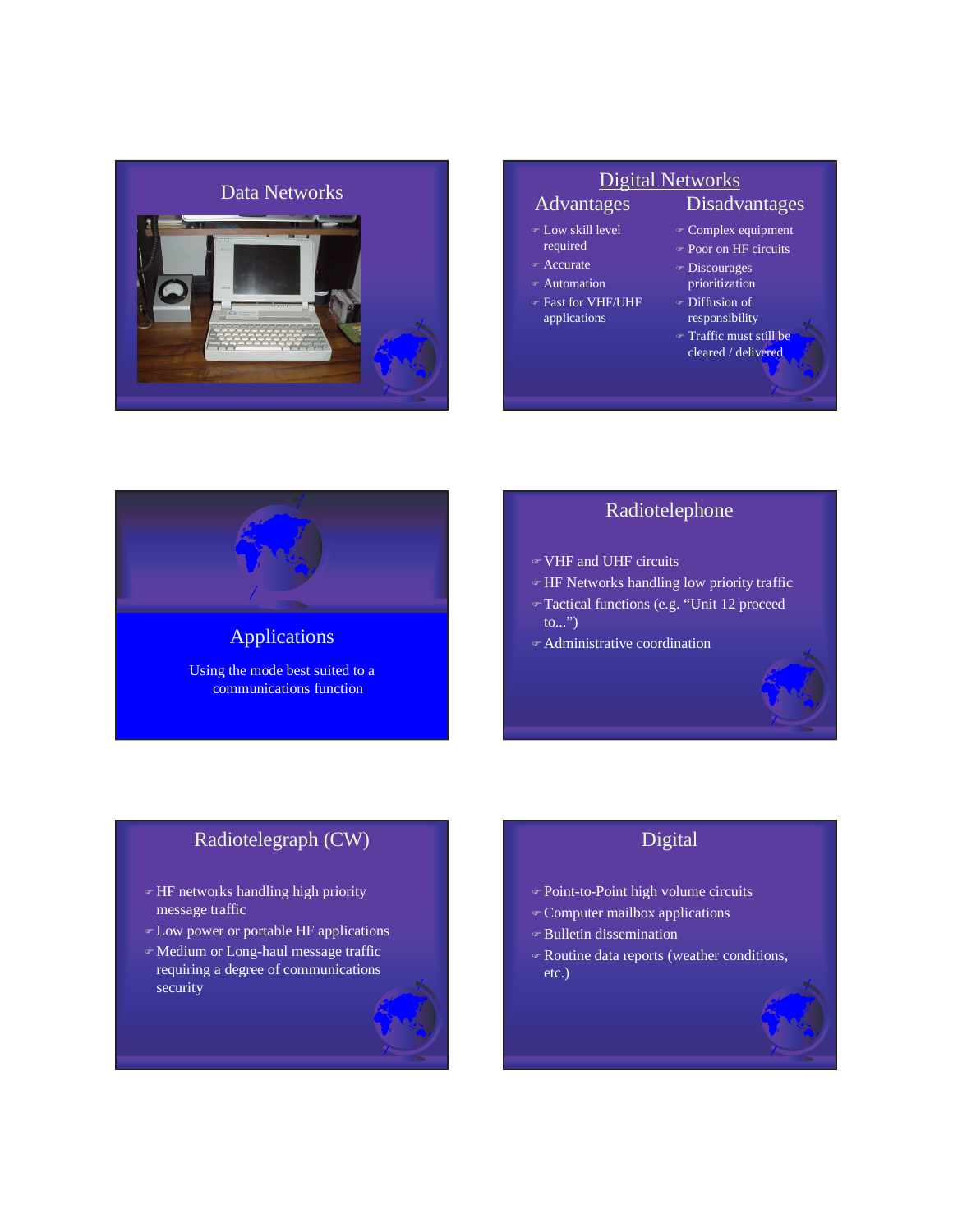## Data Networks

## Digital Networks

### Advantages

- Low skill level required
- Accurate
- Automation
- Fast for VHF/UHF applications

### Disadvantages

- Complex equipment
- Poor on HF circuits
- Discourages prioritization
- Diffusion of responsibility
- Traffic must still be cleared / delivered

## Applications

Using the mode best suited to a communications function

## Radiotelephone

- VHF and UHF circuits
- HF Networks handling low priority traffic
- Tactical functions (e.g. "Unit 12 proceed to...")
- Administrative coordination

## Radiotelegraph (CW)

- HF networks handling high priority message traffic
- Low power or portable HF applications
- Medium or Long-haul message traffic requiring a degree of communications security

## Digital

- Point-to-Point high volume circuits
- Computer mailbox applications
- Bulletin dissemination
- Routine data reports (weather conditions, etc.)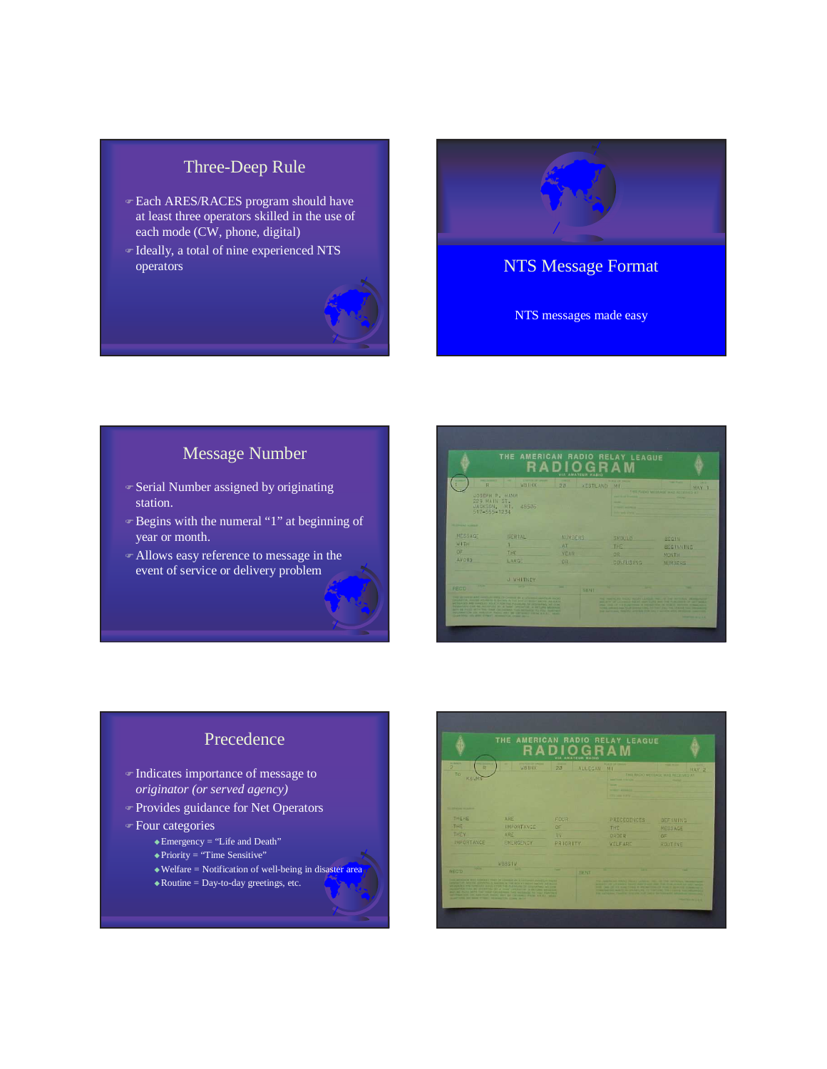## Three-Deep Rule

- Each ARES/RACES program should have at least three operators skilled in the use of each mode (CW, phone, digital)
- Ideally, a total of nine experienced NTS operators

## NTS Message Format

NTS messages made easy

## Message Number

- Serial Number assigned by originating station.
- Begins with the numeral "1" at beginning of year or month.
- Allows easy reference to message in the event of service or delivery problem

## Precedence

- Indicates importance of message to *originator (or served agency)*
- Provides guidance for Net Operators
- Four categories
  - Emergency = "Life and Death"
  - Priority = "Time Sensitive"
  - Welfare = Notification of well-being in disaster area
  - Routine = Day-to-day greetings, etc.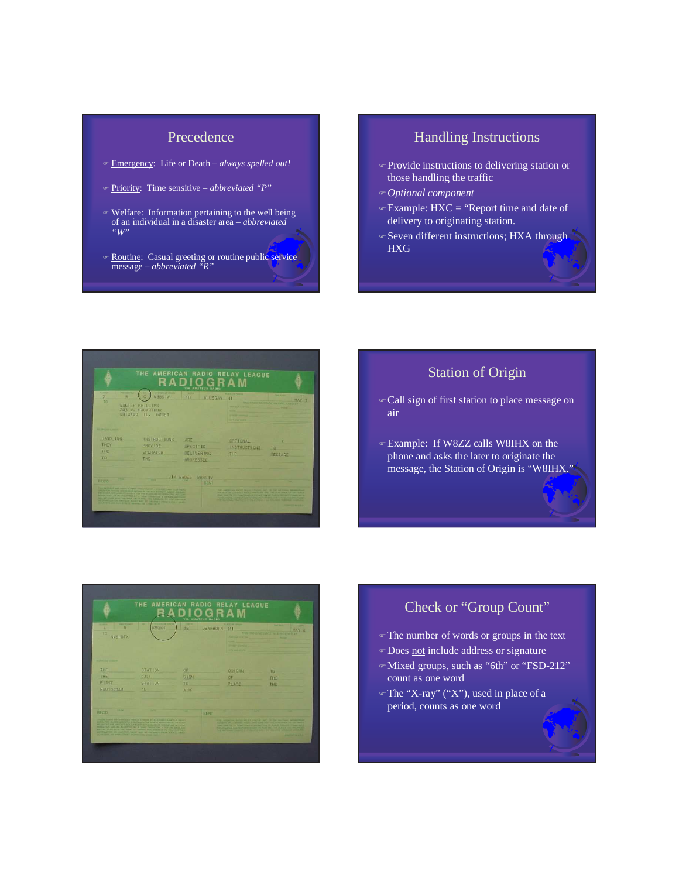## Precedence

- Emergency: Life or Death – *always spelled out!*
- Priority: Time sensitive – *abbreviated "P"*
- Welfare: Information pertaining to the well being of an individual in a disaster area – *abbreviated "W"*
- Routine: Casual greeting or routine public service message – *abbreviated "R"*

## Handling Instructions

- Provide instructions to delivering station or those handling the traffic
- *Optional component*
- Example: HXC = "Report time and date of delivery to originating station.
- Seven different instructions; HXA through HXG

## Station of Origin

- Call sign of first station to place message on air
- Example: If W8ZZ calls W8IHX on the phone and asks the later to originate the message, the Station of Origin is "W8IHX."

## Check or "Group Count"

- The number of words or groups in the text
- Does not include address or signature
- Mixed groups, such as "6th" or "FSD-212" count as one word
- The "X-ray" ("X"), used in place of a period, counts as one word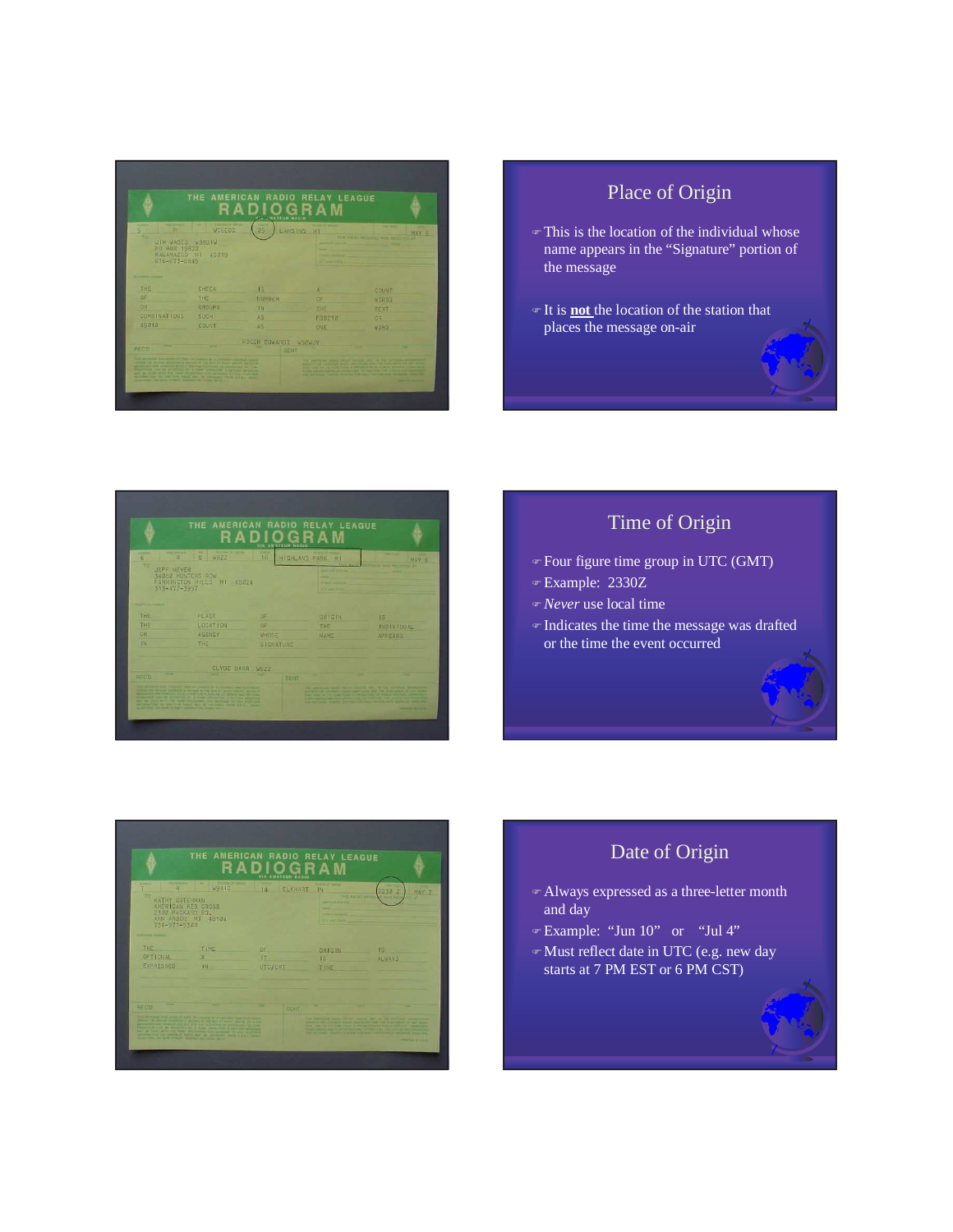## Place of Origin

- This is the location of the individual whose name appears in the "Signature" portion of the message
- It is **not** the location of the station that places the message on-air

## Time of Origin

- Four figure time group in UTC (GMT)
- Example: 2330Z
- *Never* use local time
- Indicates the time the message was drafted or the time the event occurred

## Date of Origin

- Always expressed as a three-letter month and day
- Example: "Jun 10" or "Jul 4"
- Must reflect date in UTC (e.g. new day starts at 7 PM EST or 6 PM CST)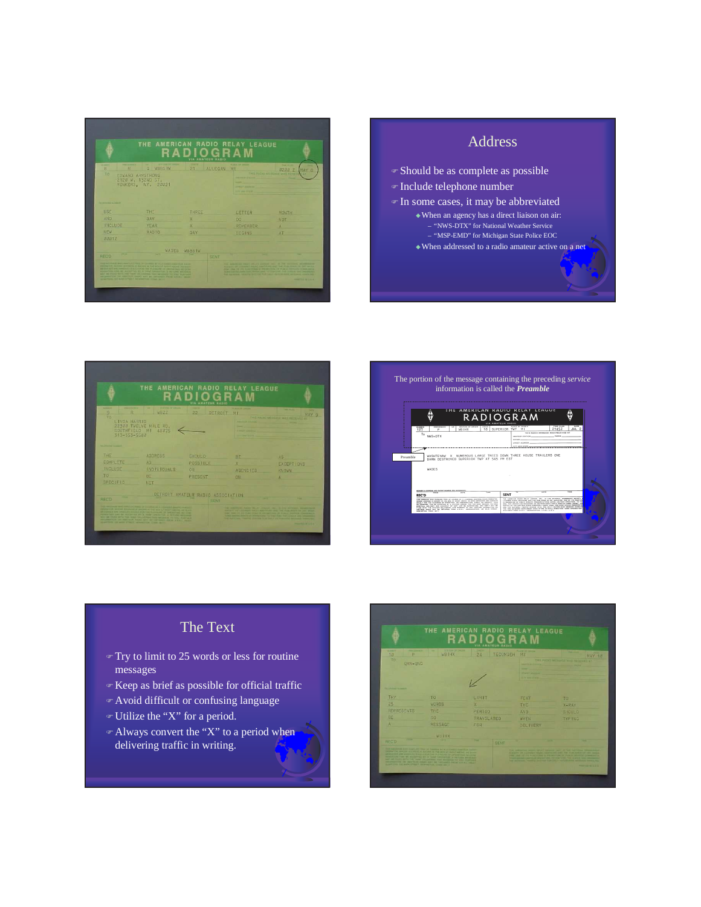## Address

- Should be as complete as possible
- Include telephone number
- In some cases, it may be abbreviated
  - When an agency has a direct liaison on air:
    - "NWS-DTX" for National Weather Service
    - "MSP-EMD" for Michigan State Police EOC
  - When addressed to a radio amateur active on a net

The portion of the message containing the preceding *service* information is called the ***Preamble***

## The Text

- Try to limit to 25 words or less for routine messages
- Keep as brief as possible for official traffic
- Avoid difficult or confusing language
- Utilize the "X" for a period.
- Always convert the "X" to a period when delivering traffic in writing.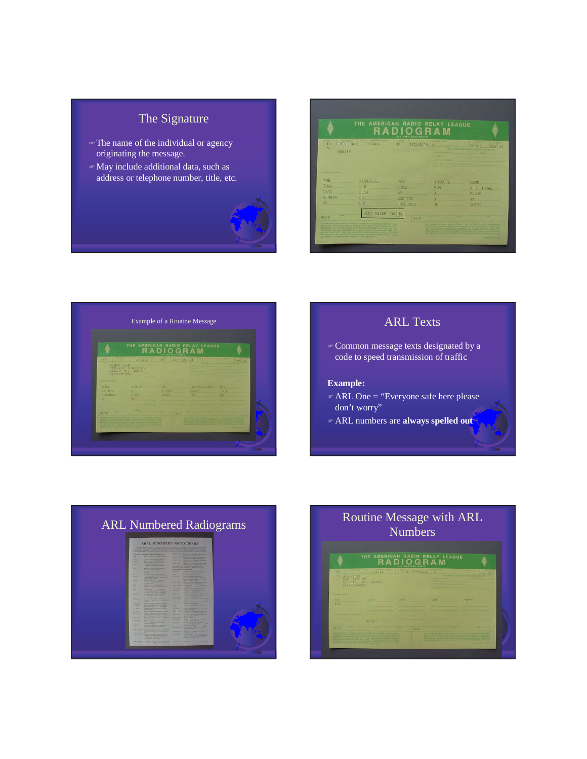## The Signature

- The name of the individual or agency originating the message.
- May include additional data, such as address or telephone number, title, etc.

Example of a Routine Message

## ARL Texts

- Common message texts designated by a code to speed transmission of traffic

**Example:**

- ARL One = "Everyone safe here please don't worry"
- ARL numbers are **always spelled out**

## ARL Numbered Radiograms

## Routine Message with ARL Numbers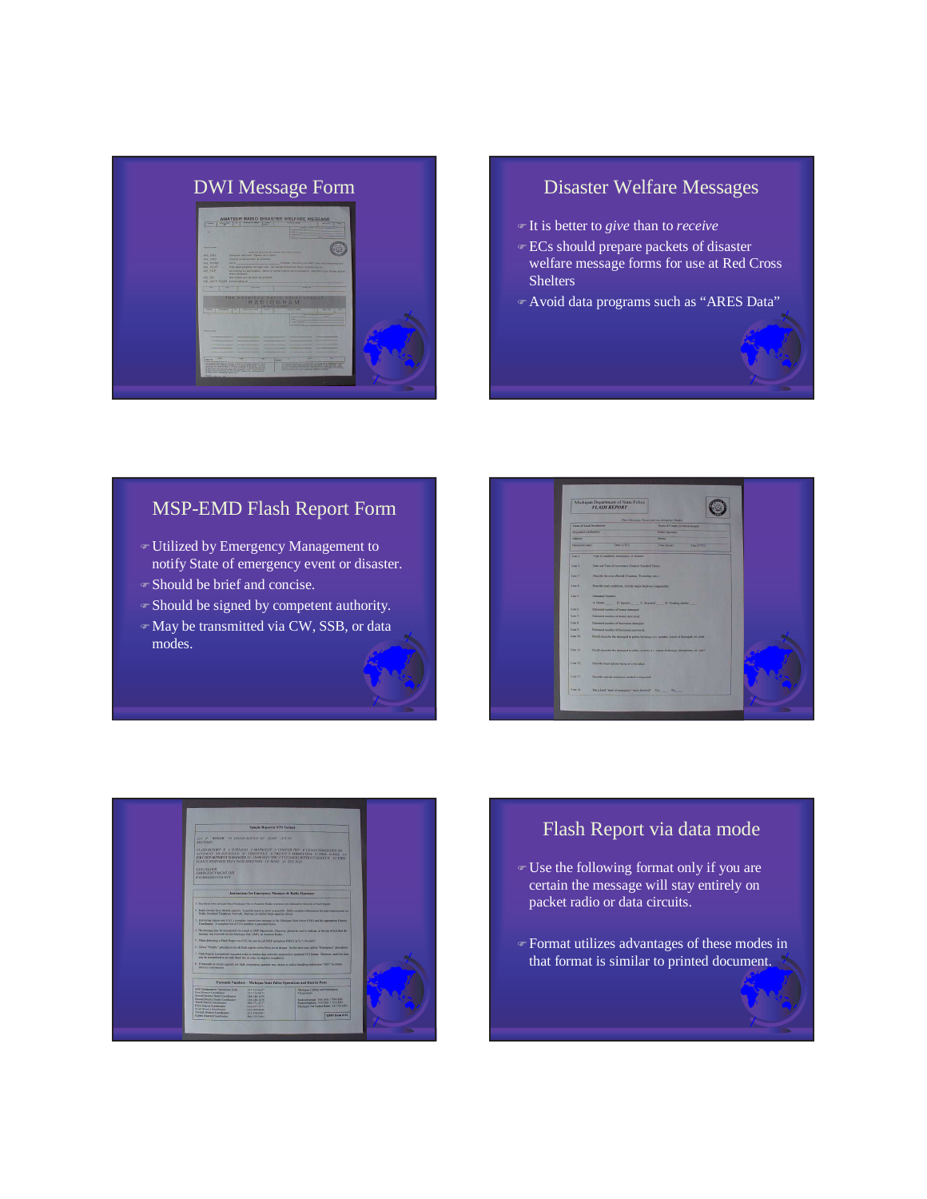## DWI Message Form

## Disaster Welfare Messages

- It is better to *give* than to *receive*
- ECs should prepare packets of disaster welfare message forms for use at Red Cross Shelters
- Avoid data programs such as "ARES Data"

## MSP-EMD Flash Report Form

- Utilized by Emergency Management to notify State of emergency event or disaster.
- Should be brief and concise.
- Should be signed by competent authority.
- May be transmitted via CW, SSB, or data modes.

## Flash Report via data mode

- Use the following format only if you are certain the message will stay entirely on packet radio or data circuits.
- Format utilizes advantages of these modes in that format is similar to printed document.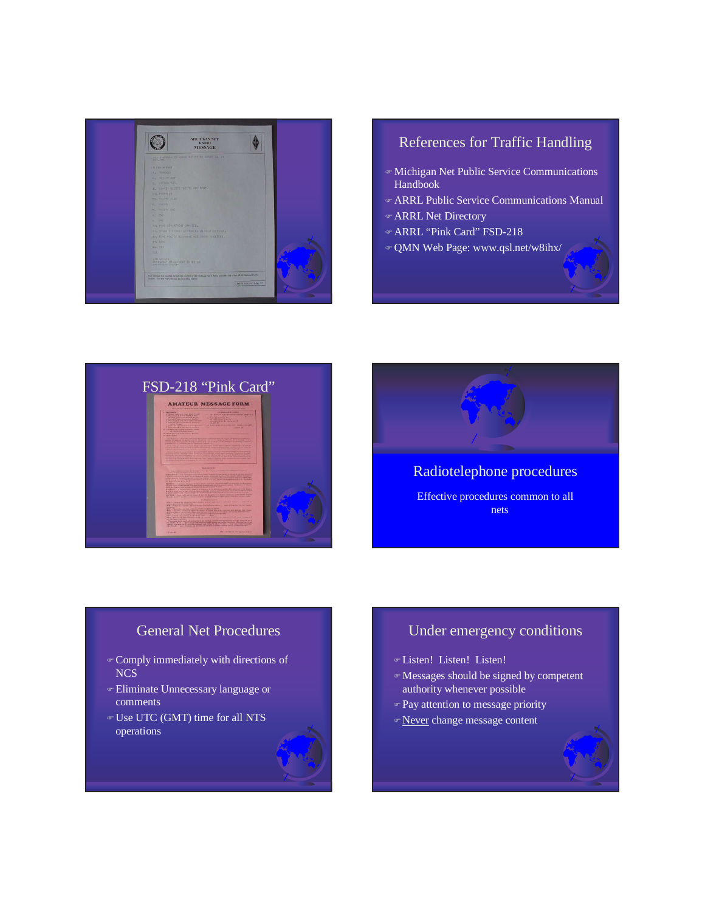## References for Traffic Handling

- Michigan Net Public Service Communications Handbook
- ARRL Public Service Communications Manual
- ARRL Net Directory
- ARRL "Pink Card" FSD-218
- QMN Web Page: www.qsl.net/w8ihx/

## FSD-218 "Pink Card"

## Radiotelephone procedures

Effective procedures common to all nets

## General Net Procedures

- Comply immediately with directions of NCS
- Eliminate Unnecessary language or comments
- Use UTC (GMT) time for all NTS operations

## Under emergency conditions

- Listen! Listen! Listen!
- Messages should be signed by competent authority whenever possible
- Pay attention to message priority
- Never change message content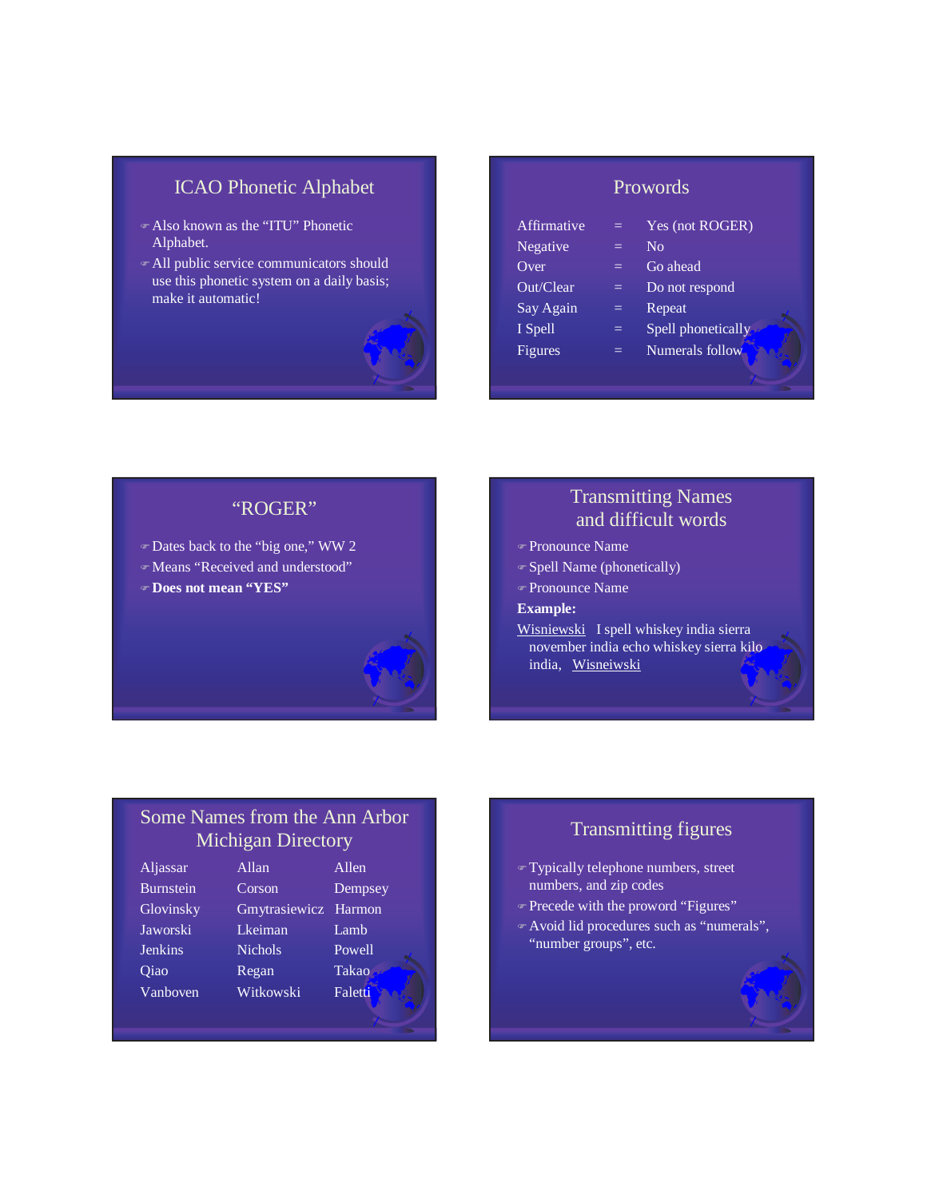## ICAO Phonetic Alphabet

- Also known as the "ITU" Phonetic Alphabet.
- All public service communicators should use this phonetic system on a daily basis; make it automatic!

## Prowords

| | | |
|---|---|---|
| Affirmative | = | Yes (not ROGER) |
| Negative | = | No |
| Over | = | Go ahead |
| Out/Clear | = | Do not respond |
| Say Again | = | Repeat |
| I Spell | = | Spell phonetically |
| Figures | = | Numerals follow |

## "ROGER"

- Dates back to the "big one," WW 2
- Means "Received and understood"
- **Does not mean "YES"**

## Transmitting Names and difficult words

- Pronounce Name
- Spell Name (phonetically)
- Pronounce Name

**Example:**

Wisniewski  I spell whiskey india sierra november india echo whiskey sierra kilo india,  Wisneiwski

## Some Names from the Ann Arbor Michigan Directory

| | | |
|---|---|---|
| Aljassar | Allan | Allen |
| Burnstein | Corson | Dempsey |
| Glovinsky | Gmytrasiewicz | Harmon |
| Jaworski | Lkeiman | Lamb |
| Jenkins | Nichols | Powell |
| Qiao | Regan | Takao |
| Vanboven | Witkowski | Faletti |

## Transmitting figures

- Typically telephone numbers, street numbers, and zip codes
- Precede with the proword "Figures"
- Avoid lid procedures such as "numerals", "number groups", etc.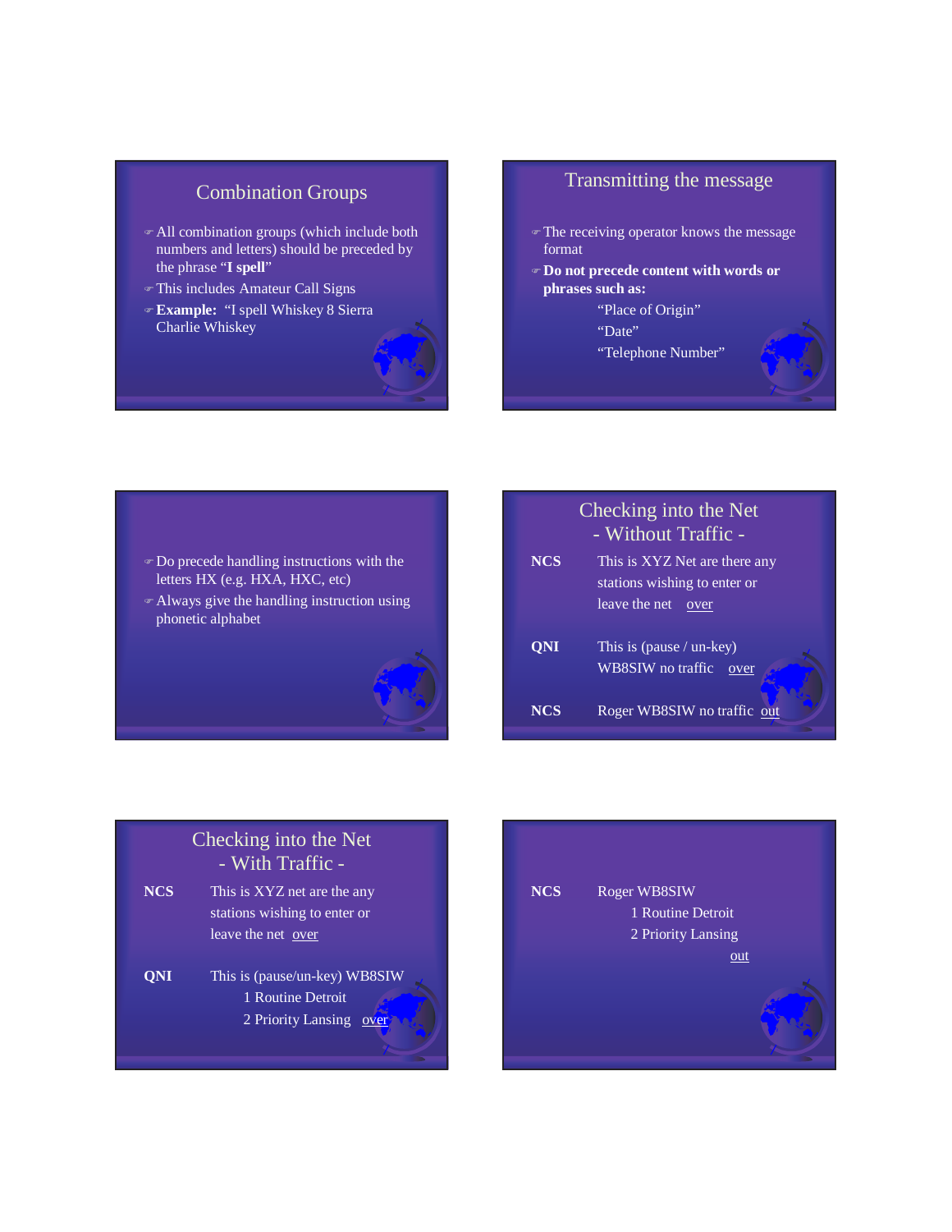## Combination Groups

- All combination groups (which include both numbers and letters) should be preceded by the phrase "**I spell**"
- This includes Amateur Call Signs
- **Example:** "I spell Whiskey 8 Sierra Charlie Whiskey

## Transmitting the message

- The receiving operator knows the message format
- **Do not precede content with words or phrases such as:**
  - "Place of Origin"
  - "Date"
  - "Telephone Number"

---

- Do precede handling instructions with the letters HX (e.g. HXA, HXC, etc)
- Always give the handling instruction using phonetic alphabet

## Checking into the Net - Without Traffic -

**NCS** This is XYZ Net are there any stations wishing to enter or leave the net over

**QNI** This is (pause / un-key) WB8SIW no traffic over

**NCS** Roger WB8SIW no traffic out

## Checking into the Net - With Traffic -

**NCS** This is XYZ net are the any stations wishing to enter or leave the net over

**QNI** This is (pause/un-key) WB8SIW
1 Routine Detroit
2 Priority Lansing over

---

**NCS** Roger WB8SIW
1 Routine Detroit
2 Priority Lansing
out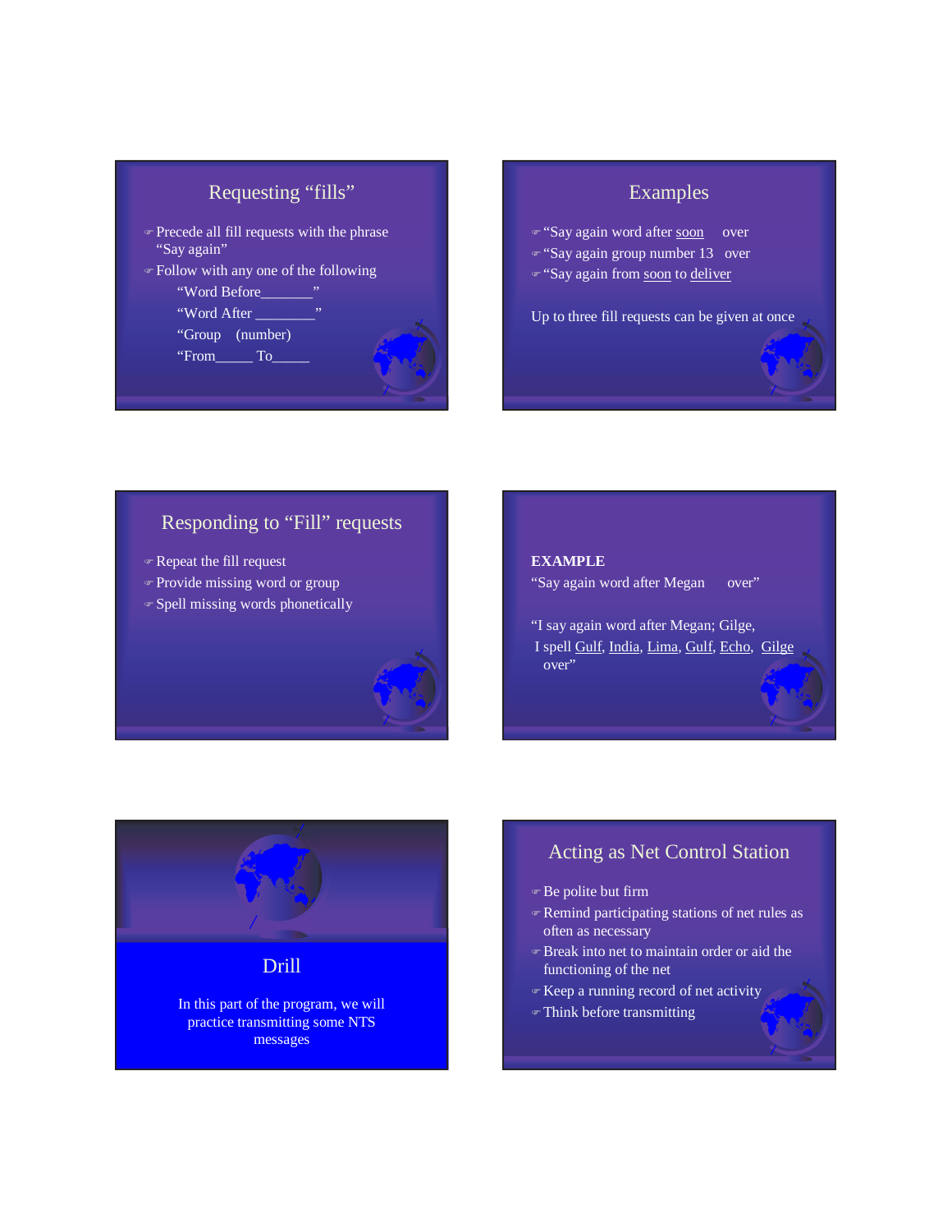## Requesting "fills"

- Precede all fill requests with the phrase "Say again"
- Follow with any one of the following
  - "Word Before_______"
  - "Word After ________"
  - "Group (number)
  - "From_____ To_____

## Examples

- "Say again word after soon over
- "Say again group number 13 over
- "Say again from soon to deliver

Up to three fill requests can be given at once

## Responding to "Fill" requests

- Repeat the fill request
- Provide missing word or group
- Spell missing words phonetically

**EXAMPLE**

"Say again word after Megan over"

"I say again word after Megan; Gilge, I spell Gulf, India, Lima, Gulf, Echo, Gilge over"

## Drill

In this part of the program, we will practice transmitting some NTS messages

## Acting as Net Control Station

- Be polite but firm
- Remind participating stations of net rules as often as necessary
- Break into net to maintain order or aid the functioning of the net
- Keep a running record of net activity
- Think before transmitting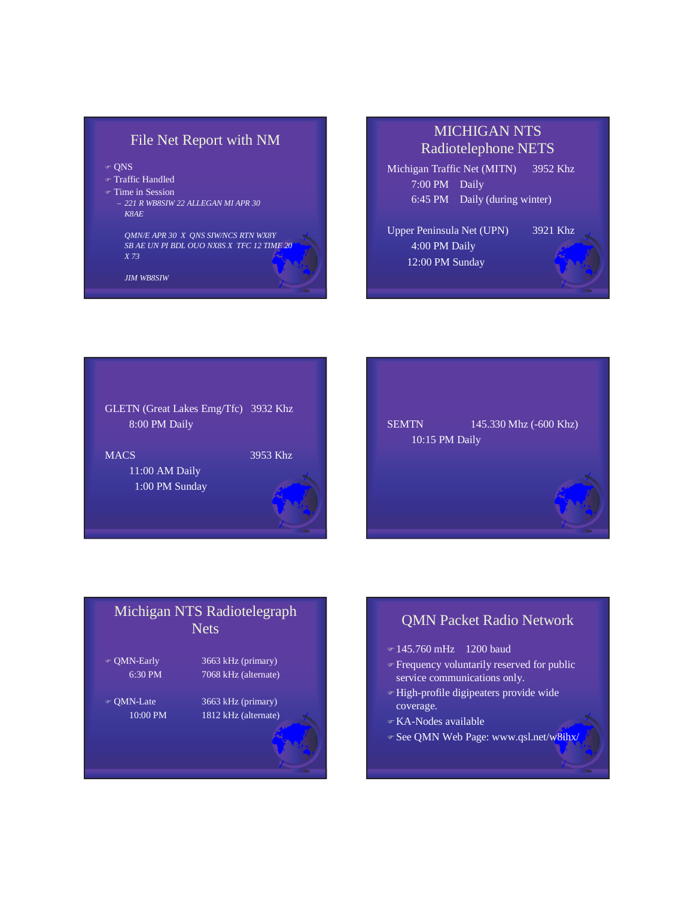## File Net Report with NM

- QNS
- Traffic Handled
- Time in Session
  - *221 R WB8SIW 22 ALLEGAN MI APR 30 K8AE*

    *QMN/E APR 30 X QNS SIW/NCS RTN WX8Y SB AE UN PI BDL OUO NX8S X TFC 12 TIME 20 X 73*

    *JIM WB8SIW*

## MICHIGAN NTS Radiotelephone NETS

Michigan Traffic Net (MITN) 3952 Khz
7:00 PM Daily
6:45 PM Daily (during winter)

Upper Peninsula Net (UPN) 3921 Khz
4:00 PM Daily
12:00 PM Sunday

---

GLETN (Great Lakes Emg/Tfc) 3932 Khz
8:00 PM Daily

MACS 3953 Khz
11:00 AM Daily
1:00 PM Sunday

---

SEMTN 145.330 Mhz (-600 Khz)
10:15 PM Daily

## Michigan NTS Radiotelegraph Nets

- QMN-Early 3663 kHz (primary)
  6:30 PM 7068 kHz (alternate)
- QMN-Late 3663 kHz (primary)
  10:00 PM 1812 kHz (alternate)

## QMN Packet Radio Network

- 145.760 mHz 1200 baud
- Frequency voluntarily reserved for public service communications only.
- High-profile digipeaters provide wide coverage.
- KA-Nodes available
- See QMN Web Page: www.qsl.net/w8ihx/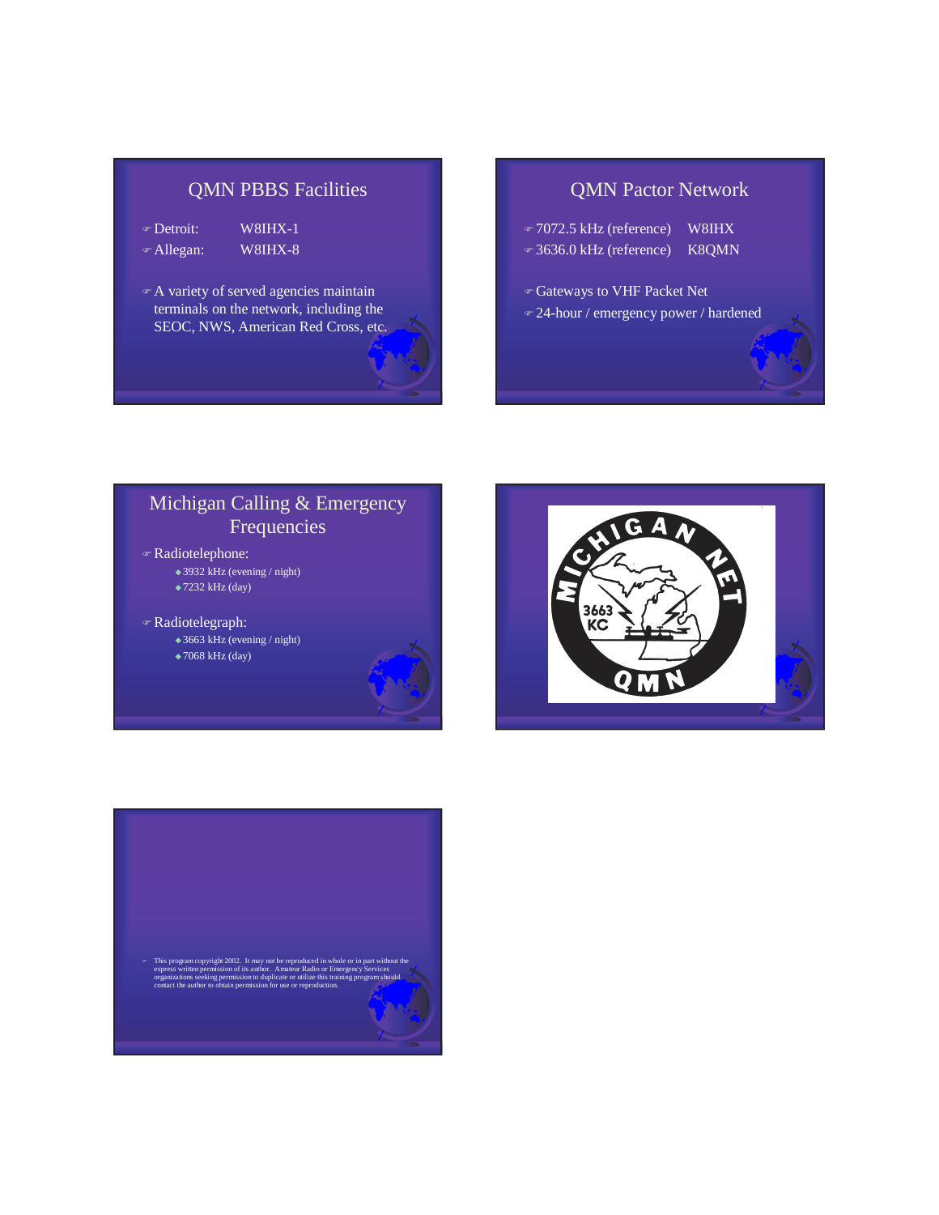## QMN PBBS Facilities

- Detroit: W8IHX-1
- Allegan: W8IHX-8

- A variety of served agencies maintain terminals on the network, including the SEOC, NWS, American Red Cross, etc.

## QMN Pactor Network

- 7072.5 kHz (reference) W8IHX
- 3636.0 kHz (reference) K8QMN

- Gateways to VHF Packet Net
- 24-hour / emergency power / hardened

## Michigan Calling & Emergency Frequencies

- Radiotelephone:
  - 3932 kHz (evening / night)
  - 7232 kHz (day)

- Radiotelegraph:
  - 3663 kHz (evening / night)
  - 7068 kHz (day)

- This program copyright 2002. It may not be reproduced in whole or in part without the express written permission of its author. Amateur Radio or Emergency Services organizations seeking permission to duplicate or utilize this training program should contact the author to obtain permission for use or reproduction.